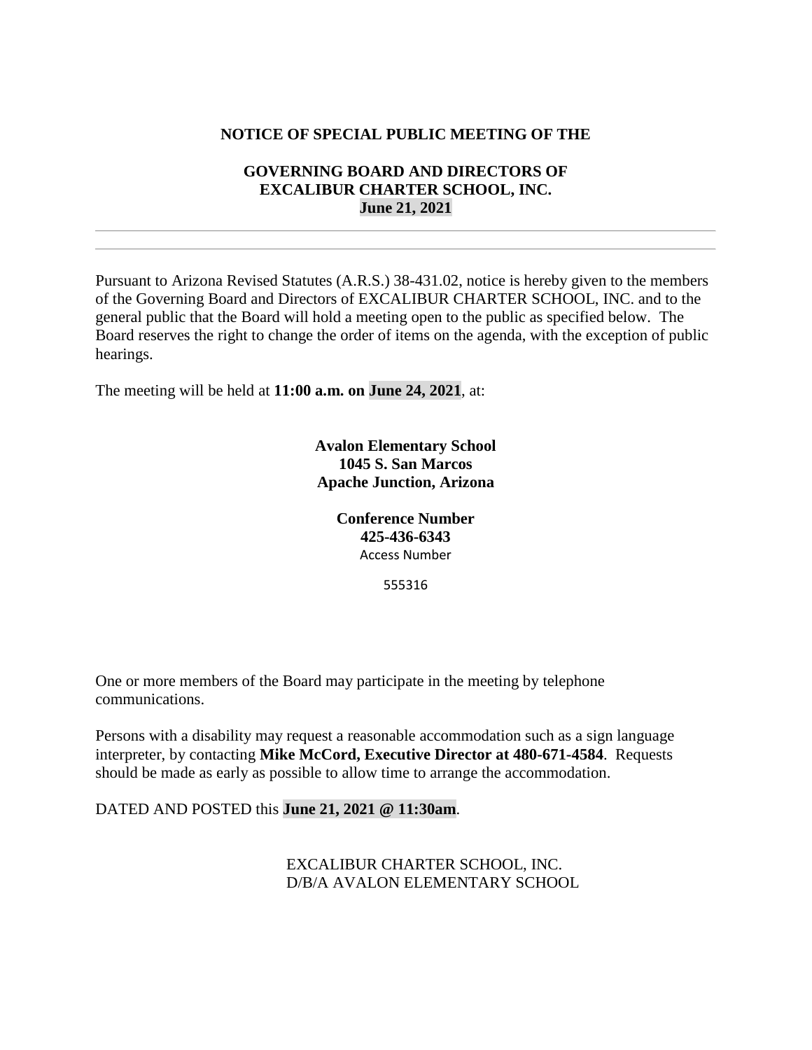**NOTICE OF SPECIAL PUBLIC MEETING OF THE**

**GOVERNING BOARD AND DIRECTORS OF**
**EXCALIBUR CHARTER SCHOOL, INC.**
**June 21, 2021**

---

---

Pursuant to Arizona Revised Statutes (A.R.S.) 38-431.02, notice is hereby given to the members of the Governing Board and Directors of EXCALIBUR CHARTER SCHOOL, INC. and to the general public that the Board will hold a meeting open to the public as specified below. The Board reserves the right to change the order of items on the agenda, with the exception of public hearings.

The meeting will be held at **11:00 a.m. on June 24, 2021**, at:

**Avalon Elementary School**
**1045 S. San Marcos**
**Apache Junction, Arizona**

**Conference Number**
**425-436-6343**
Access Number

555316

One or more members of the Board may participate in the meeting by telephone communications.

Persons with a disability may request a reasonable accommodation such as a sign language interpreter, by contacting **Mike McCord, Executive Director at 480-671-4584**. Requests should be made as early as possible to allow time to arrange the accommodation.

DATED AND POSTED this **June 21, 2021 @ 11:30am**.

EXCALIBUR CHARTER SCHOOL, INC.
D/B/A AVALON ELEMENTARY SCHOOL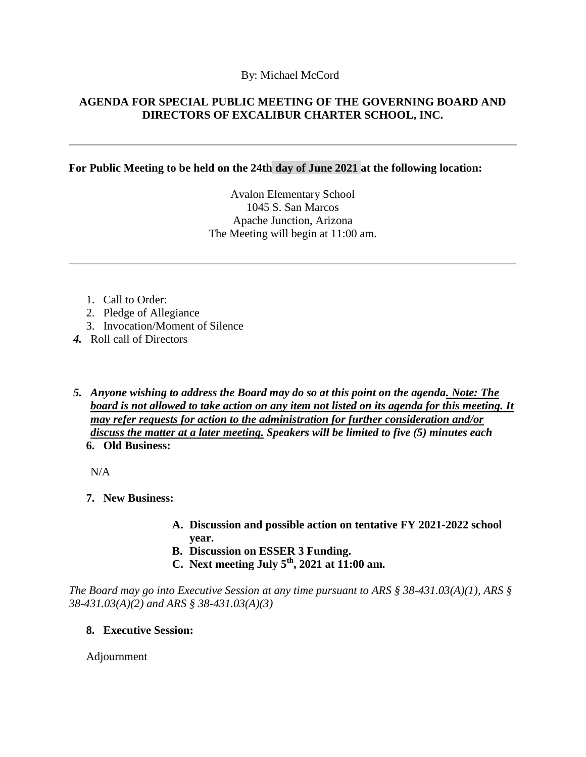By: Michael McCord

**AGENDA FOR SPECIAL PUBLIC MEETING OF THE GOVERNING BOARD AND DIRECTORS OF EXCALIBUR CHARTER SCHOOL, INC.**

---

**For Public Meeting to be held on the 24th day of June 2021 at the following location:**

Avalon Elementary School
1045 S. San Marcos
Apache Junction, Arizona
The Meeting will begin at 11:00 am.

---

1. Call to Order:
2. Pledge of Allegiance
3. Invocation/Moment of Silence
4. Roll call of Directors

5. ***Anyone wishing to address the Board may do so at this point on the agenda. <u>Note: The board is not allowed to take action on any item not listed on its agenda for this meeting. It may refer requests for action to the administration for further consideration and/or discuss the matter at a later meeting.</u> Speakers will be limited to five (5) minutes each***
6. **Old Business:**

N/A

7. **New Business:**

   A. **Discussion and possible action on tentative FY 2021-2022 school year.**
   B. **Discussion on ESSER 3 Funding.**
   C. **Next meeting July 5th, 2021 at 11:00 am.**

*The Board may go into Executive Session at any time pursuant to ARS § 38-431.03(A)(1), ARS § 38-431.03(A)(2) and ARS § 38-431.03(A)(3)*

8. **Executive Session:**

Adjournment